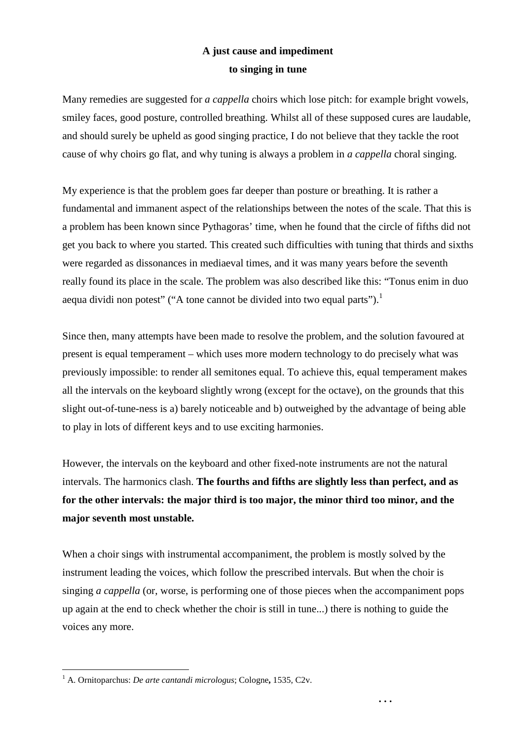# A just cause and impediment to singing in tune

Many remedies are suggested for *a cappella* choirs which lose pitch: for example bright vowels, smiley faces, good posture, controlled breathing. Whilst all of these supposed cures are laudable, and should surely be upheld as good singing practice, I do not believe that they tackle the root cause of why choirs go flat, and why tuning is always a problem in *a cappella* choral singing.

My experience is that the problem goes far deeper than posture or breathing. It is rather a fundamental and immanent aspect of the relationships between the notes of the scale. That this is a problem has been known since Pythagoras' time, when he found that the circle of fifths did not get you back to where you started. This created such difficulties with tuning that thirds and sixths were regarded as dissonances in mediaeval times, and it was many years before the seventh really found its place in the scale. The problem was also described like this: "Tonus enim in duo aequa dividi non potest" ("A tone cannot be divided into two equal parts").[1]

Since then, many attempts have been made to resolve the problem, and the solution favoured at present is equal temperament – which uses more modern technology to do precisely what was previously impossible: to render all semitones equal. To achieve this, equal temperament makes all the intervals on the keyboard slightly wrong (except for the octave), on the grounds that this slight out-of-tune-ness is a) barely noticeable and b) outweighed by the advantage of being able to play in lots of different keys and to use exciting harmonies.

However, the intervals on the keyboard and other fixed-note instruments are not the natural intervals. The harmonics clash. **The fourths and fifths are slightly less than perfect, and as for the other intervals: the major third is too major, the minor third too minor, and the major seventh most unstable.**

When a choir sings with instrumental accompaniment, the problem is mostly solved by the instrument leading the voices, which follow the prescribed intervals. But when the choir is singing *a cappella* (or, worse, is performing one of those pieces when the accompaniment pops up again at the end to check whether the choir is still in tune...) there is nothing to guide the voices any more.

[1] A. Ornitoparchus: *De arte cantandi micrologus*; Cologne**,** 1535, C2v.

. . .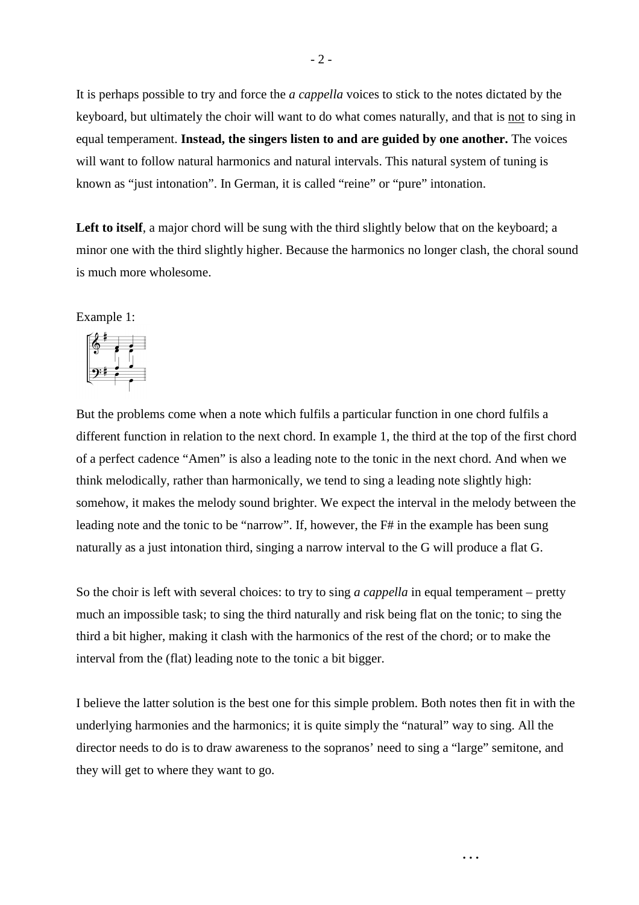It is perhaps possible to try and force the *a cappella* voices to stick to the notes dictated by the keyboard, but ultimately the choir will want to do what comes naturally, and that is <u>not</u> to sing in equal temperament. **Instead, the singers listen to and are guided by one another.** The voices will want to follow natural harmonics and natural intervals. This natural system of tuning is known as “just intonation”. In German, it is called “reine” or “pure” intonation.

**Left to itself**, a major chord will be sung with the third slightly below that on the keyboard; a minor one with the third slightly higher. Because the harmonics no longer clash, the choral sound is much more wholesome.

Example 1:

But the problems come when a note which fulfils a particular function in one chord fulfils a different function in relation to the next chord. In example 1, the third at the top of the first chord of a perfect cadence “Amen” is also a leading note to the tonic in the next chord. And when we think melodically, rather than harmonically, we tend to sing a leading note slightly high: somehow, it makes the melody sound brighter. We expect the interval in the melody between the leading note and the tonic to be “narrow”. If, however, the F# in the example has been sung naturally as a just intonation third, singing a narrow interval to the G will produce a flat G.

So the choir is left with several choices: to try to sing *a cappella* in equal temperament – pretty much an impossible task; to sing the third naturally and risk being flat on the tonic; to sing the third a bit higher, making it clash with the harmonics of the rest of the chord; or to make the interval from the (flat) leading note to the tonic a bit bigger.

I believe the latter solution is the best one for this simple problem. Both notes then fit in with the underlying harmonies and the harmonics; it is quite simply the “natural” way to sing. All the director needs to do is to draw awareness to the sopranos’ need to sing a “large” semitone, and they will get to where they want to go.

…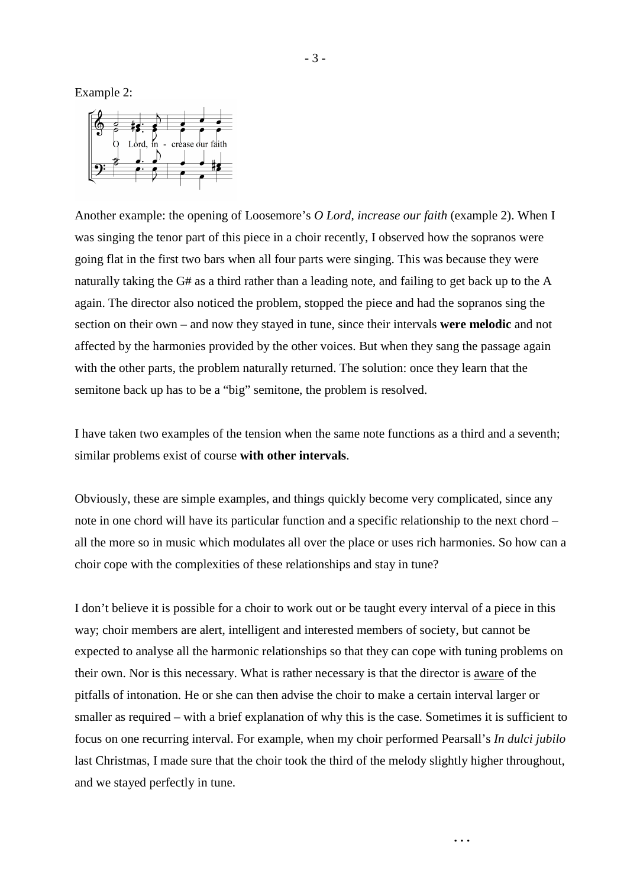Example 2:

Another example: the opening of Loosemore's *O Lord, increase our faith* (example 2). When I was singing the tenor part of this piece in a choir recently, I observed how the sopranos were going flat in the first two bars when all four parts were singing. This was because they were naturally taking the G# as a third rather than a leading note, and failing to get back up to the A again. The director also noticed the problem, stopped the piece and had the sopranos sing the section on their own – and now they stayed in tune, since their intervals **were melodic** and not affected by the harmonies provided by the other voices. But when they sang the passage again with the other parts, the problem naturally returned. The solution: once they learn that the semitone back up has to be a "big" semitone, the problem is resolved.

I have taken two examples of the tension when the same note functions as a third and a seventh; similar problems exist of course **with other intervals**.

Obviously, these are simple examples, and things quickly become very complicated, since any note in one chord will have its particular function and a specific relationship to the next chord – all the more so in music which modulates all over the place or uses rich harmonies. So how can a choir cope with the complexities of these relationships and stay in tune?

I don't believe it is possible for a choir to work out or be taught every interval of a piece in this way; choir members are alert, intelligent and interested members of society, but cannot be expected to analyse all the harmonic relationships so that they can cope with tuning problems on their own. Nor is this necessary. What is rather necessary is that the director is <u>aware</u> of the pitfalls of intonation. He or she can then advise the choir to make a certain interval larger or smaller as required – with a brief explanation of why this is the case. Sometimes it is sufficient to focus on one recurring interval. For example, when my choir performed Pearsall's *In dulci jubilo* last Christmas, I made sure that the choir took the third of the melody slightly higher throughout, and we stayed perfectly in tune.

…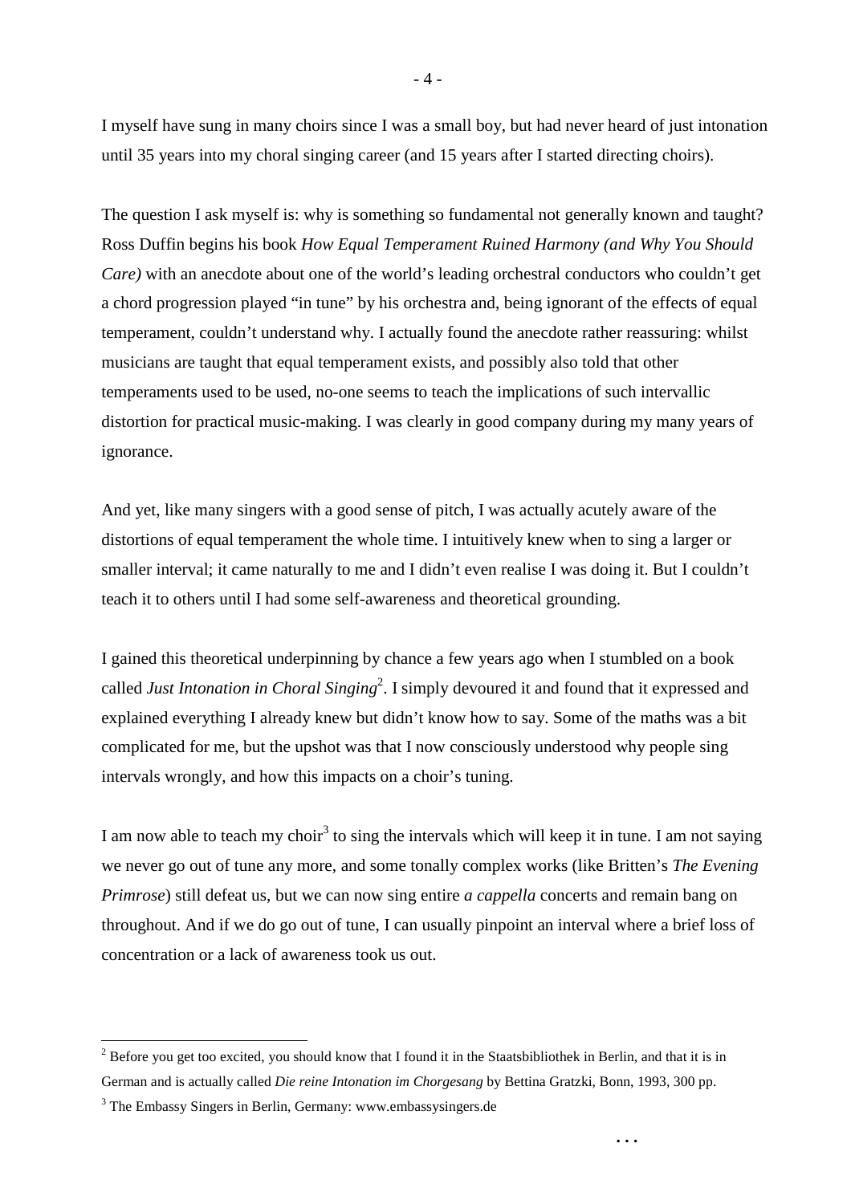I myself have sung in many choirs since I was a small boy, but had never heard of just intonation until 35 years into my choral singing career (and 15 years after I started directing choirs).

The question I ask myself is: why is something so fundamental not generally known and taught? Ross Duffin begins his book *How Equal Temperament Ruined Harmony (and Why You Should Care)* with an anecdote about one of the world's leading orchestral conductors who couldn't get a chord progression played "in tune" by his orchestra and, being ignorant of the effects of equal temperament, couldn't understand why. I actually found the anecdote rather reassuring: whilst musicians are taught that equal temperament exists, and possibly also told that other temperaments used to be used, no-one seems to teach the implications of such intervallic distortion for practical music-making. I was clearly in good company during my many years of ignorance.

And yet, like many singers with a good sense of pitch, I was actually acutely aware of the distortions of equal temperament the whole time. I intuitively knew when to sing a larger or smaller interval; it came naturally to me and I didn't even realise I was doing it. But I couldn't teach it to others until I had some self-awareness and theoretical grounding.

I gained this theoretical underpinning by chance a few years ago when I stumbled on a book called *Just Intonation in Choral Singing*[2]. I simply devoured it and found that it expressed and explained everything I already knew but didn't know how to say. Some of the maths was a bit complicated for me, but the upshot was that I now consciously understood why people sing intervals wrongly, and how this impacts on a choir's tuning.

I am now able to teach my choir[3] to sing the intervals which will keep it in tune. I am not saying we never go out of tune any more, and some tonally complex works (like Britten's *The Evening Primrose*) still defeat us, but we can now sing entire *a cappella* concerts and remain bang on throughout. And if we do go out of tune, I can usually pinpoint an interval where a brief loss of concentration or a lack of awareness took us out.

---

[2] Before you get too excited, you should know that I found it in the Staatsbibliothek in Berlin, and that it is in German and is actually called *Die reine Intonation im Chorgesang* by Bettina Gratzki, Bonn, 1993, 300 pp.

[3] The Embassy Singers in Berlin, Germany: www.embassysingers.de

…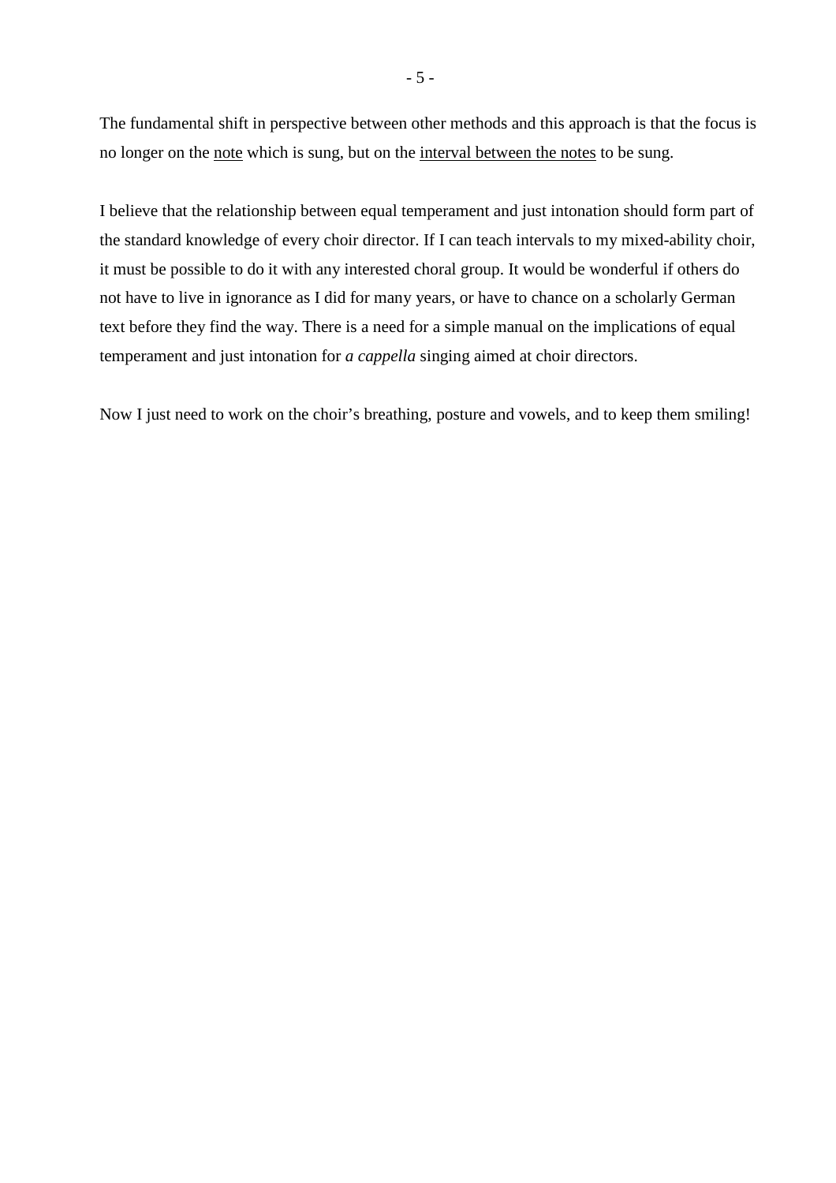The fundamental shift in perspective between other methods and this approach is that the focus is no longer on the <u>note</u> which is sung, but on the <u>interval between the notes</u> to be sung.

I believe that the relationship between equal temperament and just intonation should form part of the standard knowledge of every choir director. If I can teach intervals to my mixed-ability choir, it must be possible to do it with any interested choral group. It would be wonderful if others do not have to live in ignorance as I did for many years, or have to chance on a scholarly German text before they find the way. There is a need for a simple manual on the implications of equal temperament and just intonation for *a cappella* singing aimed at choir directors.

Now I just need to work on the choir's breathing, posture and vowels, and to keep them smiling!